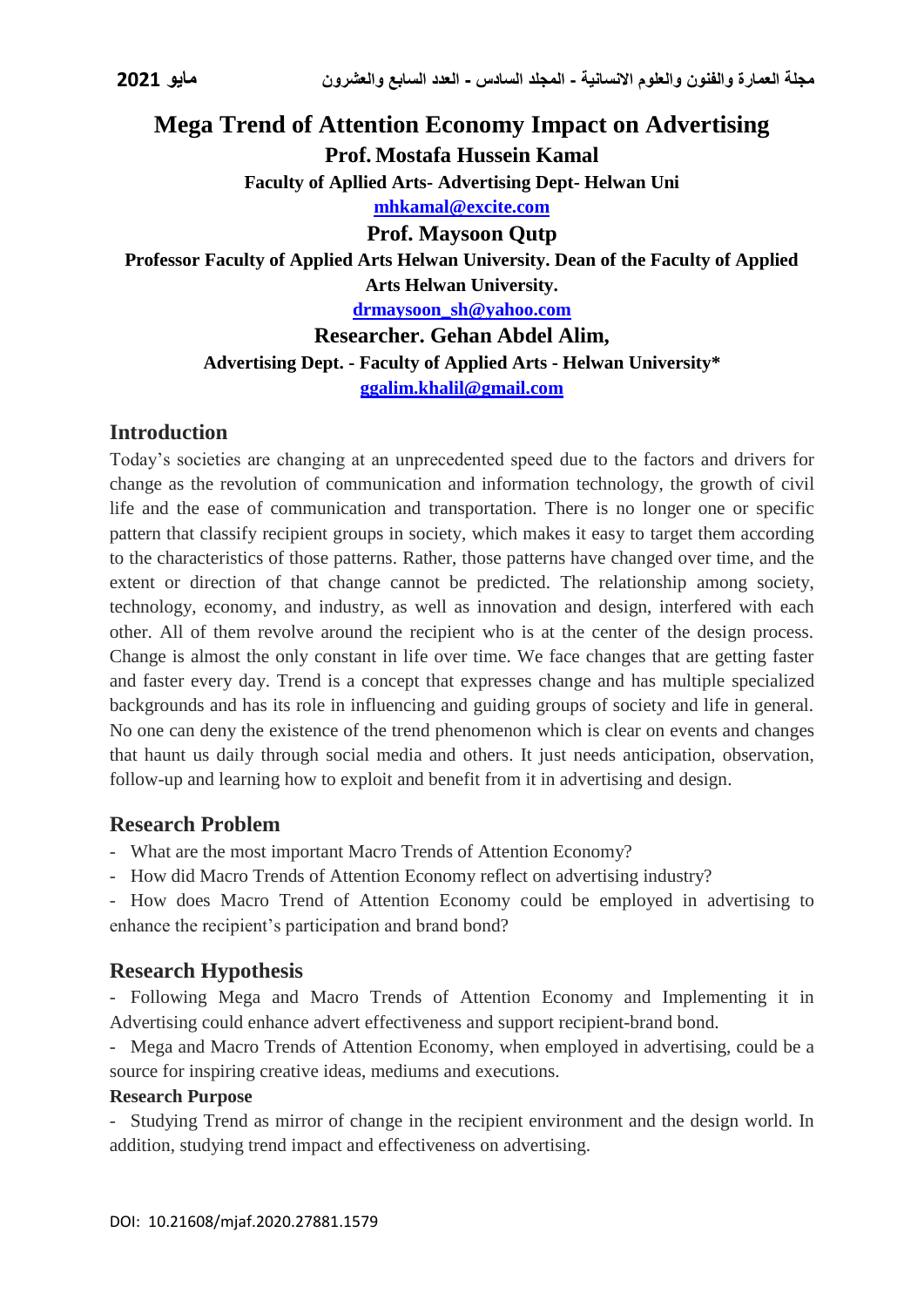# Mega Trend of Attention Economy Impact on Advertising

**Prof. Mostafa Hussein Kamal**

**Faculty of Apllied Arts- Advertising Dept- Helwan Uni**

**mhkamal@excite.com**

**Prof. Maysoon Qutp**

**Professor Faculty of Applied Arts Helwan University. Dean of the Faculty of Applied Arts Helwan University.**

**drmaysoon_sh@yahoo.com**

**Researcher. Gehan Abdel Alim,**

**Advertising Dept. - Faculty of Applied Arts - Helwan University***

**ggalim.khalil@gmail.com**

## Introduction

Today's societies are changing at an unprecedented speed due to the factors and drivers for change as the revolution of communication and information technology, the growth of civil life and the ease of communication and transportation. There is no longer one or specific pattern that classify recipient groups in society, which makes it easy to target them according to the characteristics of those patterns. Rather, those patterns have changed over time, and the extent or direction of that change cannot be predicted. The relationship among society, technology, economy, and industry, as well as innovation and design, interfered with each other. All of them revolve around the recipient who is at the center of the design process. Change is almost the only constant in life over time. We face changes that are getting faster and faster every day. Trend is a concept that expresses change and has multiple specialized backgrounds and has its role in influencing and guiding groups of society and life in general. No one can deny the existence of the trend phenomenon which is clear on events and changes that haunt us daily through social media and others. It just needs anticipation, observation, follow-up and learning how to exploit and benefit from it in advertising and design.

## Research Problem

- What are the most important Macro Trends of Attention Economy?
- How did Macro Trends of Attention Economy reflect on advertising industry?
- How does Macro Trend of Attention Economy could be employed in advertising to enhance the recipient's participation and brand bond?

## Research Hypothesis

- Following Mega and Macro Trends of Attention Economy and Implementing it in Advertising could enhance advert effectiveness and support recipient-brand bond.
- Mega and Macro Trends of Attention Economy, when employed in advertising, could be a source for inspiring creative ideas, mediums and executions.

### Research Purpose

- Studying Trend as mirror of change in the recipient environment and the design world. In addition, studying trend impact and effectiveness on advertising.

DOI: 10.21608/mjaf.2020.27881.1579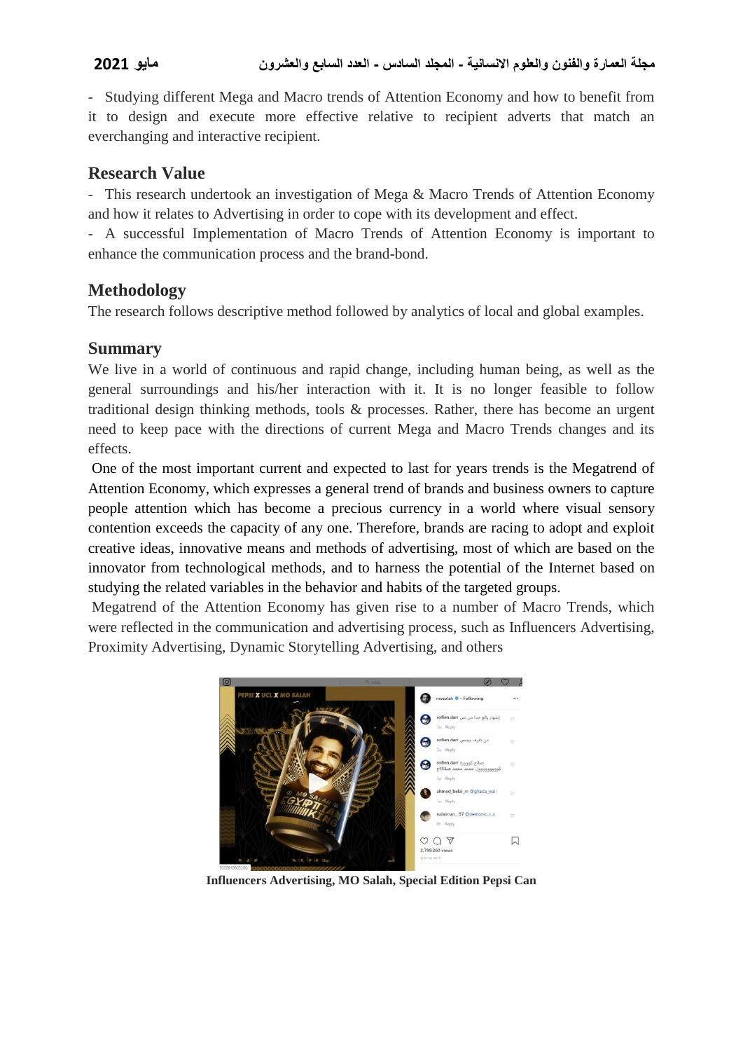- Studying different Mega and Macro trends of Attention Economy and how to benefit from it to design and execute more effective relative to recipient adverts that match an everchanging and interactive recipient.

## Research Value

- This research undertook an investigation of Mega & Macro Trends of Attention Economy and how it relates to Advertising in order to cope with its development and effect.
- A successful Implementation of Macro Trends of Attention Economy is important to enhance the communication process and the brand-bond.

## Methodology

The research follows descriptive method followed by analytics of local and global examples.

## Summary

We live in a world of continuous and rapid change, including human being, as well as the general surroundings and his/her interaction with it. It is no longer feasible to follow traditional design thinking methods, tools & processes. Rather, there has become an urgent need to keep pace with the directions of current Mega and Macro Trends changes and its effects.

One of the most important current and expected to last for years trends is the Megatrend of Attention Economy, which expresses a general trend of brands and business owners to capture people attention which has become a precious currency in a world where visual sensory contention exceeds the capacity of any one. Therefore, brands are racing to adopt and exploit creative ideas, innovative means and methods of advertising, most of which are based on the innovator from technological methods, and to harness the potential of the Internet based on studying the related variables in the behavior and habits of the targeted groups.

Megatrend of the Attention Economy has given rise to a number of Macro Trends, which were reflected in the communication and advertising process, such as Influencers Advertising, Proximity Advertising, Dynamic Storytelling Advertising, and others

**Influencers Advertising, MO Salah, Special Edition Pepsi Can**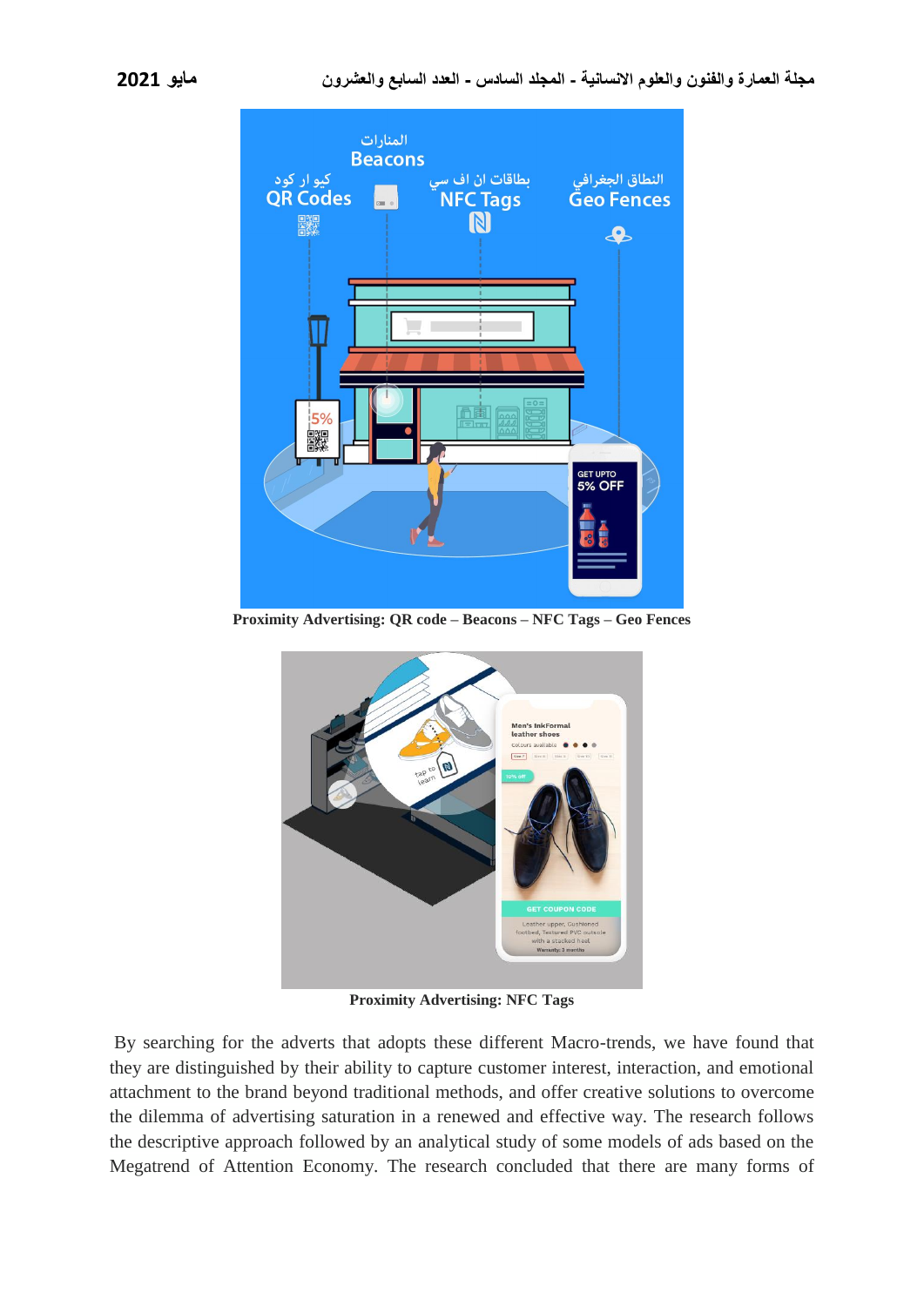Proximity Advertising: QR code – Beacons – NFC Tags – Geo Fences

Proximity Advertising: NFC Tags

By searching for the adverts that adopts these different Macro-trends, we have found that they are distinguished by their ability to capture customer interest, interaction, and emotional attachment to the brand beyond traditional methods, and offer creative solutions to overcome the dilemma of advertising saturation in a renewed and effective way. The research follows the descriptive approach followed by an analytical study of some models of ads based on the Megatrend of Attention Economy. The research concluded that there are many forms of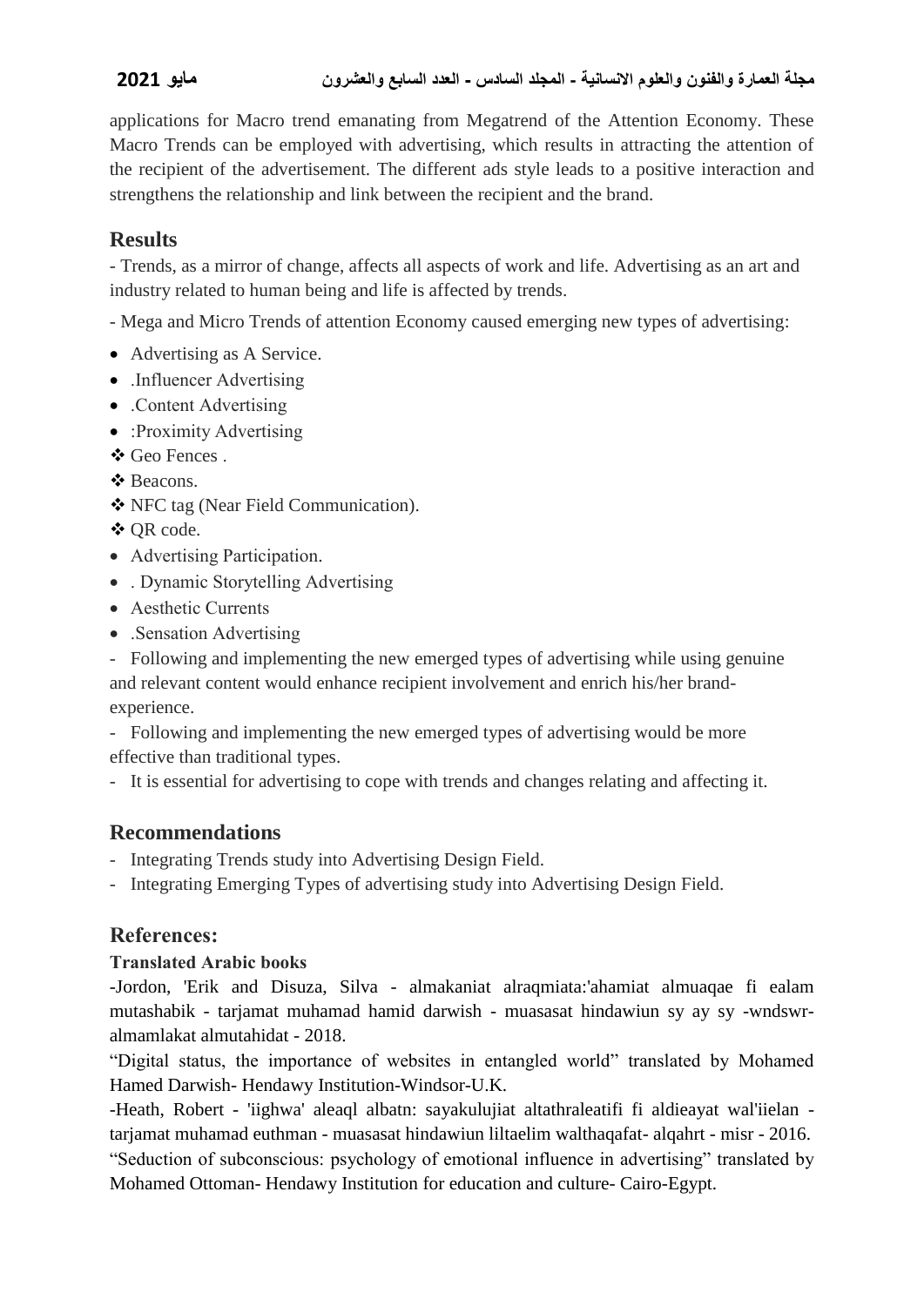applications for Macro trend emanating from Megatrend of the Attention Economy. These Macro Trends can be employed with advertising, which results in attracting the attention of the recipient of the advertisement. The different ads style leads to a positive interaction and strengthens the relationship and link between the recipient and the brand.

## Results

- Trends, as a mirror of change, affects all aspects of work and life. Advertising as an art and industry related to human being and life is affected by trends.

- Mega and Micro Trends of attention Economy caused emerging new types of advertising:

- Advertising as A Service.
- .Influencer Advertising
- .Content Advertising
- :Proximity Advertising

❖ Geo Fences .

❖ Beacons.

❖ NFC tag (Near Field Communication).

❖ QR code.

- Advertising Participation.
- . Dynamic Storytelling Advertising
- Aesthetic Currents
- .Sensation Advertising

- Following and implementing the new emerged types of advertising while using genuine and relevant content would enhance recipient involvement and enrich his/her brand-experience.
- Following and implementing the new emerged types of advertising would be more effective than traditional types.
- It is essential for advertising to cope with trends and changes relating and affecting it.

## Recommendations

- Integrating Trends study into Advertising Design Field.
- Integrating Emerging Types of advertising study into Advertising Design Field.

## References:

**Translated Arabic books**

-Jordon, 'Erik and Disuza, Silva - almakaniat alraqmiata:'ahamiat almuaqae fi ealam mutashabik - tarjamat muhamad hamid darwish - muasasat hindawiun sy ay sy -wndswr-almamlakat almutahidat - 2018.

"Digital status, the importance of websites in entangled world" translated by Mohamed Hamed Darwish- Hendawy Institution-Windsor-U.K.

-Heath, Robert - 'iighwa' aleaql albatn: sayakulujiat altathraleatifi fi aldieayat wal'iielan - tarjamat muhamad euthman - muasasat hindawiun liltaelim walthaqafat- alqahrt - misr - 2016.

"Seduction of subconscious: psychology of emotional influence in advertising" translated by Mohamed Ottoman- Hendawy Institution for education and culture- Cairo-Egypt.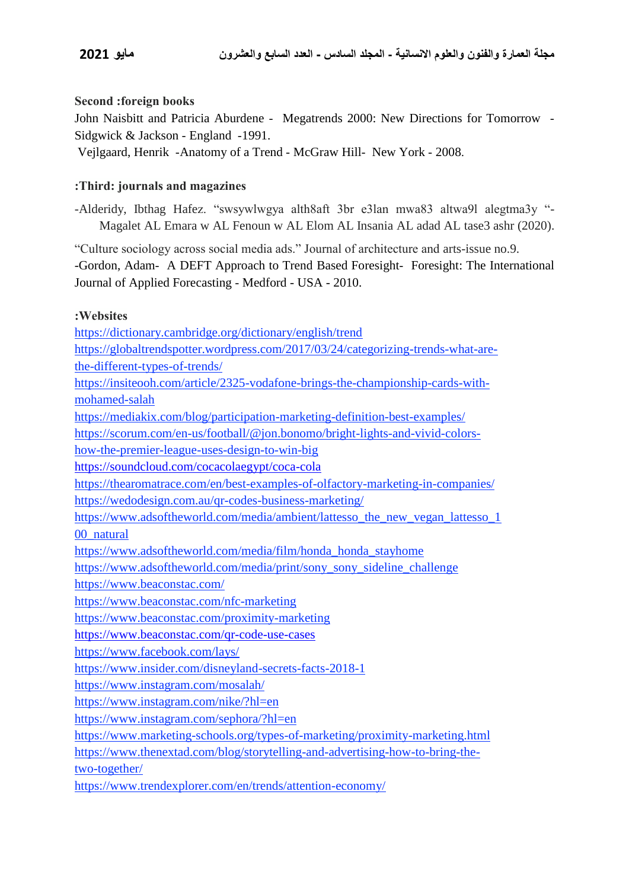**Second :foreign books**

John Naisbitt and Patricia Aburdene - Megatrends 2000: New Directions for Tomorrow - Sidgwick & Jackson - England -1991.

Vejlgaard, Henrik -Anatomy of a Trend - McGraw Hill- New York - 2008.

**:Third: journals and magazines**

-Alderidy, Ibthag Hafez. "swsywlwgya alth8aft 3br e3lan mwa83 altwa9l alegtma3y "- Magalet AL Emara w AL Fenoun w AL Elom AL Insania AL adad AL tase3 ashr (2020).

"Culture sociology across social media ads." Journal of architecture and arts-issue no.9.

-Gordon, Adam- A DEFT Approach to Trend Based Foresight- Foresight: The International Journal of Applied Forecasting - Medford - USA - 2010.

**:Websites**

https://dictionary.cambridge.org/dictionary/english/trend
https://globaltrendspotter.wordpress.com/2017/03/24/categorizing-trends-what-are-the-different-types-of-trends/
https://insiteooh.com/article/2325-vodafone-brings-the-championship-cards-with-mohamed-salah
https://mediakix.com/blog/participation-marketing-definition-best-examples/
https://scorum.com/en-us/football/@jon.bonomo/bright-lights-and-vivid-colors-how-the-premier-league-uses-design-to-win-big
https://soundcloud.com/cocacolaegypt/coca-cola
https://thearomatrace.com/en/best-examples-of-olfactory-marketing-in-companies/
https://wedodesign.com.au/qr-codes-business-marketing/
https://www.adsoftheworld.com/media/ambient/lattesso_the_new_vegan_lattesso_100_natural
https://www.adsoftheworld.com/media/film/honda_honda_stayhome
https://www.adsoftheworld.com/media/print/sony_sony_sideline_challenge
https://www.beaconstac.com/
https://www.beaconstac.com/nfc-marketing
https://www.beaconstac.com/proximity-marketing
https://www.beaconstac.com/qr-code-use-cases
https://www.facebook.com/lays/
https://www.insider.com/disneyland-secrets-facts-2018-1
https://www.instagram.com/mosalah/
https://www.instagram.com/nike/?hl=en
https://www.instagram.com/sephora/?hl=en
https://www.marketing-schools.org/types-of-marketing/proximity-marketing.html
https://www.thenextad.com/blog/storytelling-and-advertising-how-to-bring-the-two-together/
https://www.trendexplorer.com/en/trends/attention-economy/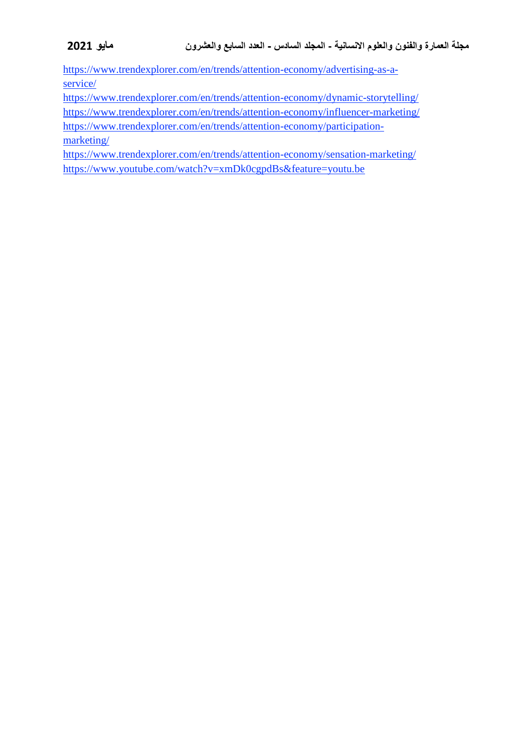https://www.trendexplorer.com/en/trends/attention-economy/advertising-as-a-service/
https://www.trendexplorer.com/en/trends/attention-economy/dynamic-storytelling/
https://www.trendexplorer.com/en/trends/attention-economy/influencer-marketing/
https://www.trendexplorer.com/en/trends/attention-economy/participation-marketing/
https://www.trendexplorer.com/en/trends/attention-economy/sensation-marketing/
https://www.youtube.com/watch?v=xmDk0cgpdBs&feature=youtu.be